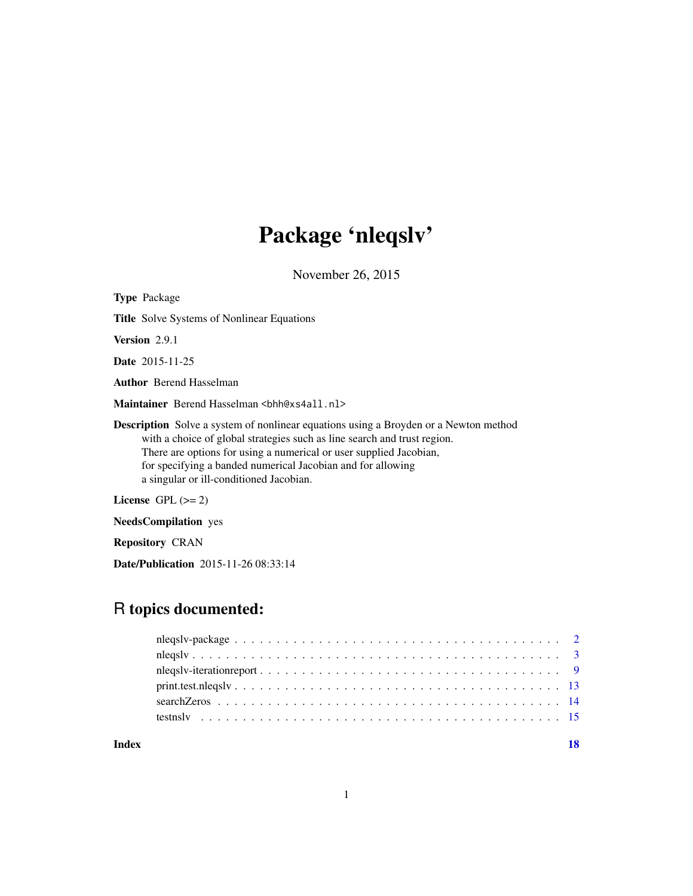# Package 'nleqslv'

November 26, 2015

**Type** Package

**Title** Solve Systems of Nonlinear Equations

**Version** 2.9.1

**Date** 2015-11-25

**Author** Berend Hasselman

**Maintainer** Berend Hasselman <bhh@xs4all.nl>

**Description** Solve a system of nonlinear equations using a Broyden or a Newton method with a choice of global strategies such as line search and trust region. There are options for using a numerical or user supplied Jacobian, for specifying a banded numerical Jacobian and for allowing a singular or ill-conditioned Jacobian.

**License** GPL (>= 2)

**NeedsCompilation** yes

**Repository** CRAN

**Date/Publication** 2015-11-26 08:33:14

## R topics documented:

- nleqslv-package . . . . . . . . . . . . . . . . . . . . . . . . . . . . . . . . . . . . . . 2
- nleqslv . . . . . . . . . . . . . . . . . . . . . . . . . . . . . . . . . . . . . . . . . . 3
- nleqslv-iterationreport . . . . . . . . . . . . . . . . . . . . . . . . . . . . . . . . . . 9
- print.test.nleqslv . . . . . . . . . . . . . . . . . . . . . . . . . . . . . . . . . . . . 13
- searchZeros . . . . . . . . . . . . . . . . . . . . . . . . . . . . . . . . . . . . . . . 14
- testnslv . . . . . . . . . . . . . . . . . . . . . . . . . . . . . . . . . . . . . . . . . 15

**Index** **18**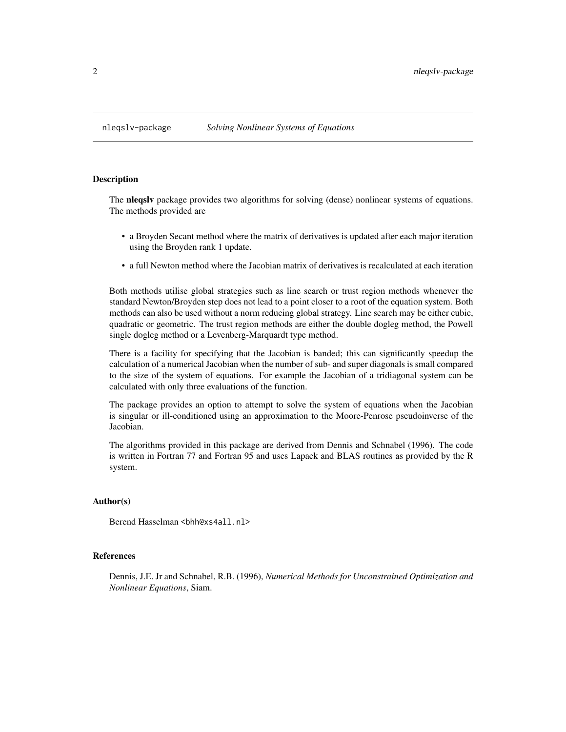# nleqslv-package *Solving Nonlinear Systems of Equations*

## Description

The **nleqslv** package provides two algorithms for solving (dense) nonlinear systems of equations. The methods provided are

- a Broyden Secant method where the matrix of derivatives is updated after each major iteration using the Broyden rank 1 update.
- a full Newton method where the Jacobian matrix of derivatives is recalculated at each iteration

Both methods utilise global strategies such as line search or trust region methods whenever the standard Newton/Broyden step does not lead to a point closer to a root of the equation system. Both methods can also be used without a norm reducing global strategy. Line search may be either cubic, quadratic or geometric. The trust region methods are either the double dogleg method, the Powell single dogleg method or a Levenberg-Marquardt type method.

There is a facility for specifying that the Jacobian is banded; this can significantly speedup the calculation of a numerical Jacobian when the number of sub- and super diagonals is small compared to the size of the system of equations. For example the Jacobian of a tridiagonal system can be calculated with only three evaluations of the function.

The package provides an option to attempt to solve the system of equations when the Jacobian is singular or ill-conditioned using an approximation to the Moore-Penrose pseudoinverse of the Jacobian.

The algorithms provided in this package are derived from Dennis and Schnabel (1996). The code is written in Fortran 77 and Fortran 95 and uses Lapack and BLAS routines as provided by the R system.

## Author(s)

Berend Hasselman <bhh@xs4all.nl>

## References

Dennis, J.E. Jr and Schnabel, R.B. (1996), *Numerical Methods for Unconstrained Optimization and Nonlinear Equations*, Siam.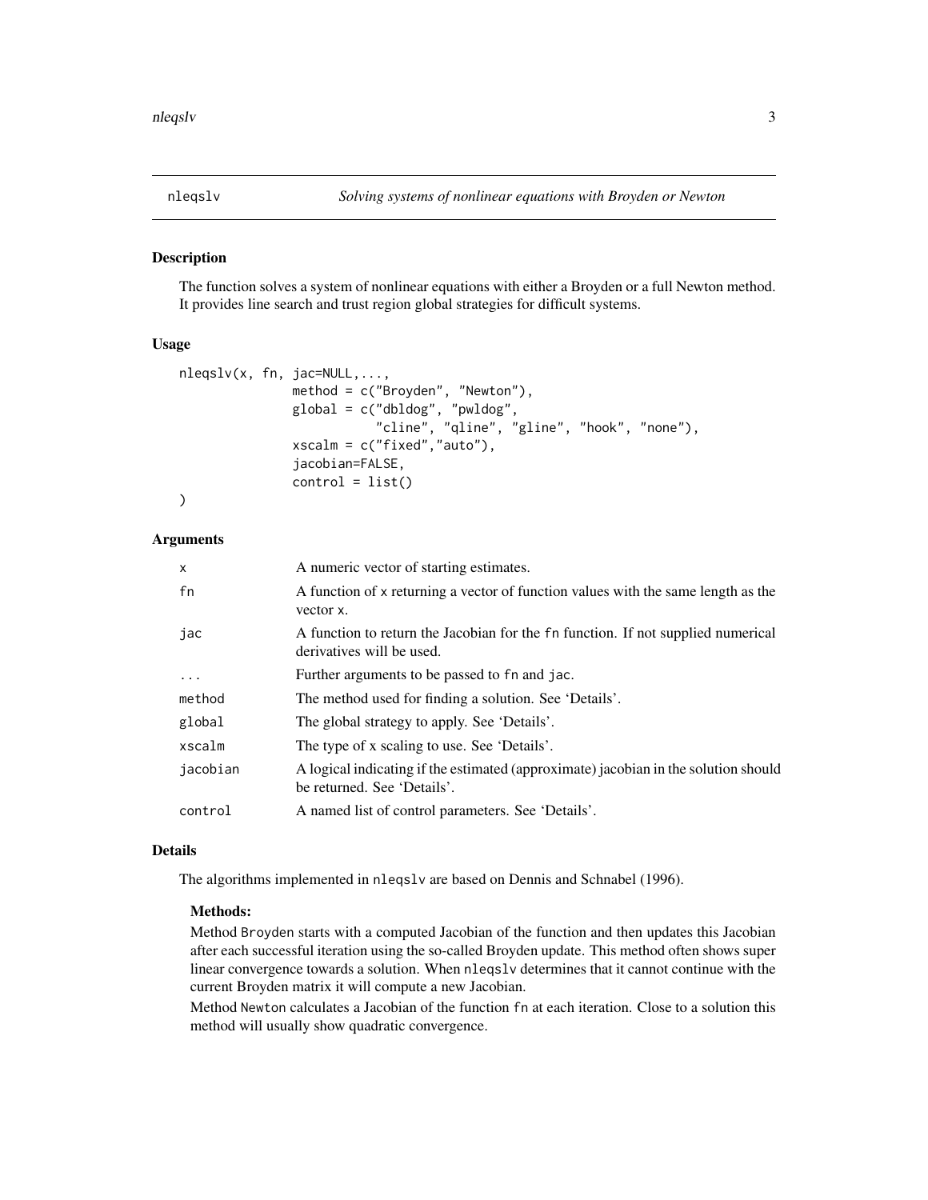# nleqslv — Solving systems of nonlinear equations with Broyden or Newton

## Description

The function solves a system of nonlinear equations with either a Broyden or a full Newton method. It provides line search and trust region global strategies for difficult systems.

## Usage

```
nleqslv(x, fn, jac=NULL,...,
               method = c("Broyden", "Newton"),
               global = c("dbldog", "pwldog",
                          "cline", "qline", "gline", "hook", "none"),
               xscalm = c("fixed","auto"),
               jacobian=FALSE,
               control = list()
)
```

## Arguments

| | |
|---|---|
| x | A numeric vector of starting estimates. |
| fn | A function of x returning a vector of function values with the same length as the vector x. |
| jac | A function to return the Jacobian for the fn function. If not supplied numerical derivatives will be used. |
| ... | Further arguments to be passed to fn and jac. |
| method | The method used for finding a solution. See 'Details'. |
| global | The global strategy to apply. See 'Details'. |
| xscalm | The type of x scaling to use. See 'Details'. |
| jacobian | A logical indicating if the estimated (approximate) jacobian in the solution should be returned. See 'Details'. |
| control | A named list of control parameters. See 'Details'. |

## Details

The algorithms implemented in nleqslv are based on Dennis and Schnabel (1996).

### Methods:

Method Broyden starts with a computed Jacobian of the function and then updates this Jacobian after each successful iteration using the so-called Broyden update. This method often shows super linear convergence towards a solution. When nleqslv determines that it cannot continue with the current Broyden matrix it will compute a new Jacobian.

Method Newton calculates a Jacobian of the function fn at each iteration. Close to a solution this method will usually show quadratic convergence.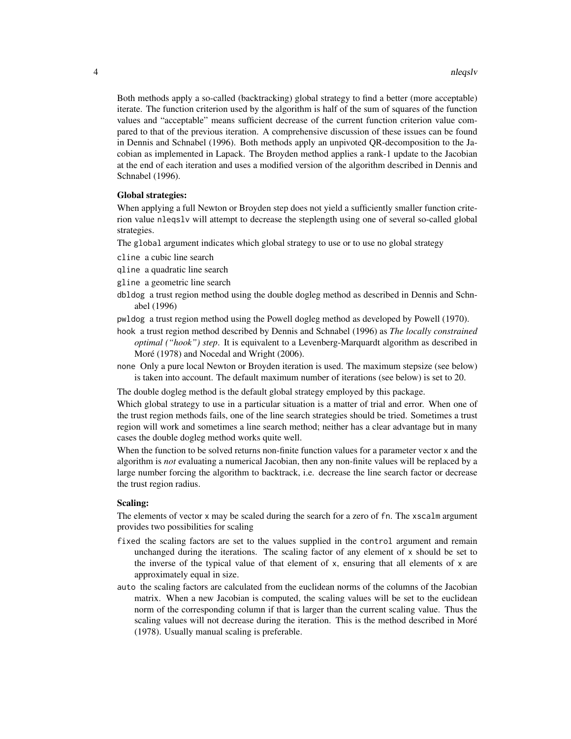Both methods apply a so-called (backtracking) global strategy to find a better (more acceptable) iterate. The function criterion used by the algorithm is half of the sum of squares of the function values and "acceptable" means sufficient decrease of the current function criterion value compared to that of the previous iteration. A comprehensive discussion of these issues can be found in Dennis and Schnabel (1996). Both methods apply an unpivoted QR-decomposition to the Jacobian as implemented in Lapack. The Broyden method applies a rank-1 update to the Jacobian at the end of each iteration and uses a modified version of the algorithm described in Dennis and Schnabel (1996).

**Global strategies:**

When applying a full Newton or Broyden step does not yield a sufficiently smaller function criterion value `nleqslv` will attempt to decrease the steplength using one of several so-called global strategies.

The `global` argument indicates which global strategy to use or to use no global strategy

- `cline` a cubic line search
- `qline` a quadratic line search
- `gline` a geometric line search
- `dbldog` a trust region method using the double dogleg method as described in Dennis and Schnabel (1996)
- `pwldog` a trust region method using the Powell dogleg method as developed by Powell (1970).
- `hook` a trust region method described by Dennis and Schnabel (1996) as *The locally constrained optimal ("hook") step*. It is equivalent to a Levenberg-Marquardt algorithm as described in Moré (1978) and Nocedal and Wright (2006).
- `none` Only a pure local Newton or Broyden iteration is used. The maximum stepsize (see below) is taken into account. The default maximum number of iterations (see below) is set to 20.

The double dogleg method is the default global strategy employed by this package.

Which global strategy to use in a particular situation is a matter of trial and error. When one of the trust region methods fails, one of the line search strategies should be tried. Sometimes a trust region will work and sometimes a line search method; neither has a clear advantage but in many cases the double dogleg method works quite well.

When the function to be solved returns non-finite function values for a parameter vector `x` and the algorithm is *not* evaluating a numerical Jacobian, then any non-finite values will be replaced by a large number forcing the algorithm to backtrack, i.e. decrease the line search factor or decrease the trust region radius.

**Scaling:**

The elements of vector `x` may be scaled during the search for a zero of `fn`. The `xscalm` argument provides two possibilities for scaling

- `fixed` the scaling factors are set to the values supplied in the `control` argument and remain unchanged during the iterations. The scaling factor of any element of `x` should be set to the inverse of the typical value of that element of `x`, ensuring that all elements of `x` are approximately equal in size.
- `auto` the scaling factors are calculated from the euclidean norms of the columns of the Jacobian matrix. When a new Jacobian is computed, the scaling values will be set to the euclidean norm of the corresponding column if that is larger than the current scaling value. Thus the scaling values will not decrease during the iteration. This is the method described in Moré (1978). Usually manual scaling is preferable.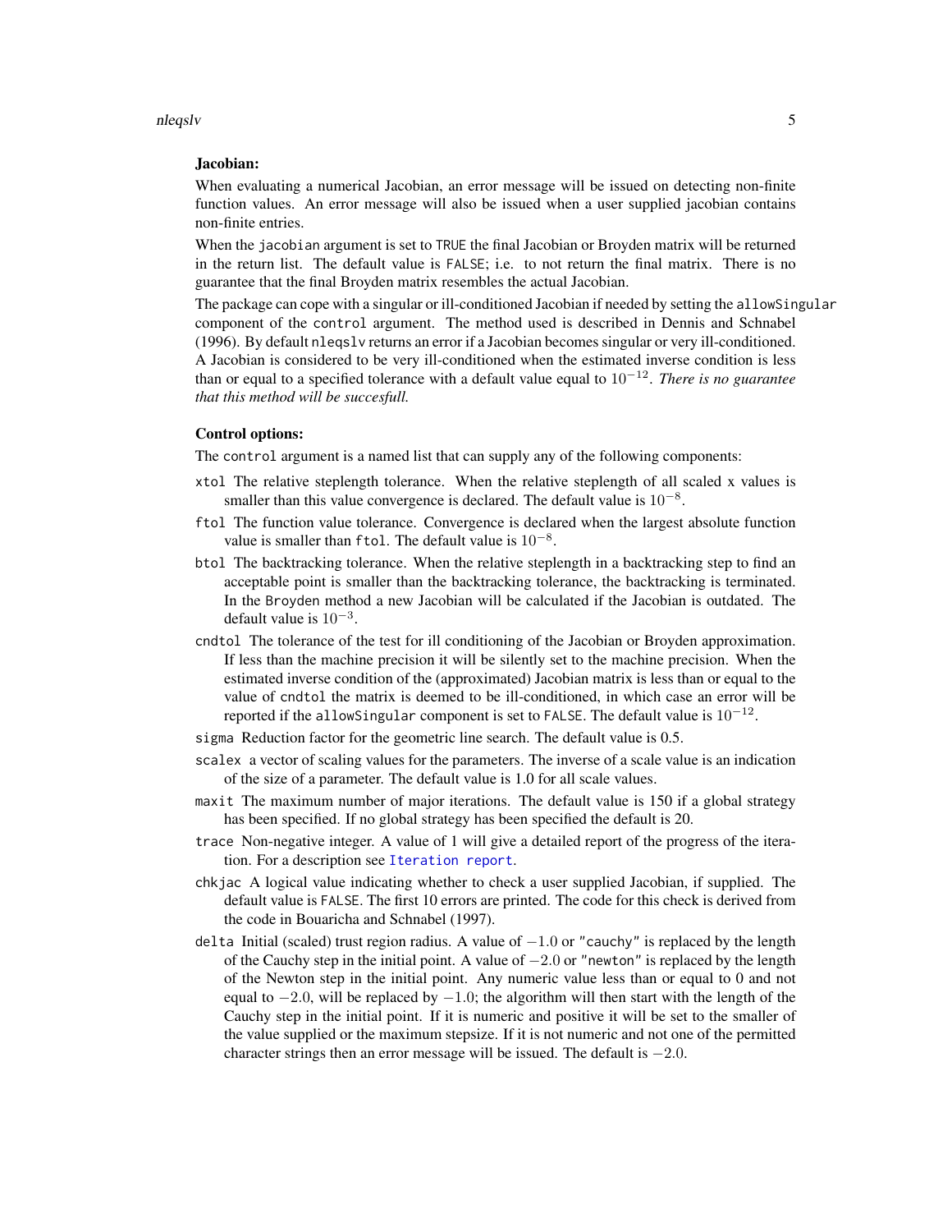**Jacobian:**

When evaluating a numerical Jacobian, an error message will be issued on detecting non-finite function values. An error message will also be issued when a user supplied jacobian contains non-finite entries.

When the `jacobian` argument is set to `TRUE` the final Jacobian or Broyden matrix will be returned in the return list. The default value is `FALSE`; i.e. to not return the final matrix. There is no guarantee that the final Broyden matrix resembles the actual Jacobian.

The package can cope with a singular or ill-conditioned Jacobian if needed by setting the `allowSingular` component of the `control` argument. The method used is described in Dennis and Schnabel (1996). By default `nleqslv` returns an error if a Jacobian becomes singular or very ill-conditioned. A Jacobian is considered to be very ill-conditioned when the estimated inverse condition is less than or equal to a specified tolerance with a default value equal to $10^{-12}$. *There is no guarantee that this method will be succesfull.*

**Control options:**

The `control` argument is a named list that can supply any of the following components:

- `xtol` The relative steplength tolerance. When the relative steplength of all scaled x values is smaller than this value convergence is declared. The default value is $10^{-8}$.
- `ftol` The function value tolerance. Convergence is declared when the largest absolute function value is smaller than `ftol`. The default value is $10^{-8}$.
- `btol` The backtracking tolerance. When the relative steplength in a backtracking step to find an acceptable point is smaller than the backtracking tolerance, the backtracking is terminated. In the `Broyden` method a new Jacobian will be calculated if the Jacobian is outdated. The default value is $10^{-3}$.
- `cndtol` The tolerance of the test for ill conditioning of the Jacobian or Broyden approximation. If less than the machine precision it will be silently set to the machine precision. When the estimated inverse condition of the (approximated) Jacobian matrix is less than or equal to the value of `cndtol` the matrix is deemed to be ill-conditioned, in which case an error will be reported if the `allowSingular` component is set to `FALSE`. The default value is $10^{-12}$.
- `sigma` Reduction factor for the geometric line search. The default value is 0.5.
- `scalex` a vector of scaling values for the parameters. The inverse of a scale value is an indication of the size of a parameter. The default value is 1.0 for all scale values.
- `maxit` The maximum number of major iterations. The default value is 150 if a global strategy has been specified. If no global strategy has been specified the default is 20.
- `trace` Non-negative integer. A value of 1 will give a detailed report of the progress of the iteration. For a description see `Iteration report`.
- `chkjac` A logical value indicating whether to check a user supplied Jacobian, if supplied. The default value is `FALSE`. The first 10 errors are printed. The code for this check is derived from the code in Bouaricha and Schnabel (1997).
- `delta` Initial (scaled) trust region radius. A value of $-1.0$ or `"cauchy"` is replaced by the length of the Cauchy step in the initial point. A value of $-2.0$ or `"newton"` is replaced by the length of the Newton step in the initial point. Any numeric value less than or equal to 0 and not equal to $-2.0$, will be replaced by $-1.0$; the algorithm will then start with the length of the Cauchy step in the initial point. If it is numeric and positive it will be set to the smaller of the value supplied or the maximum stepsize. If it is not numeric and not one of the permitted character strings then an error message will be issued. The default is $-2.0$.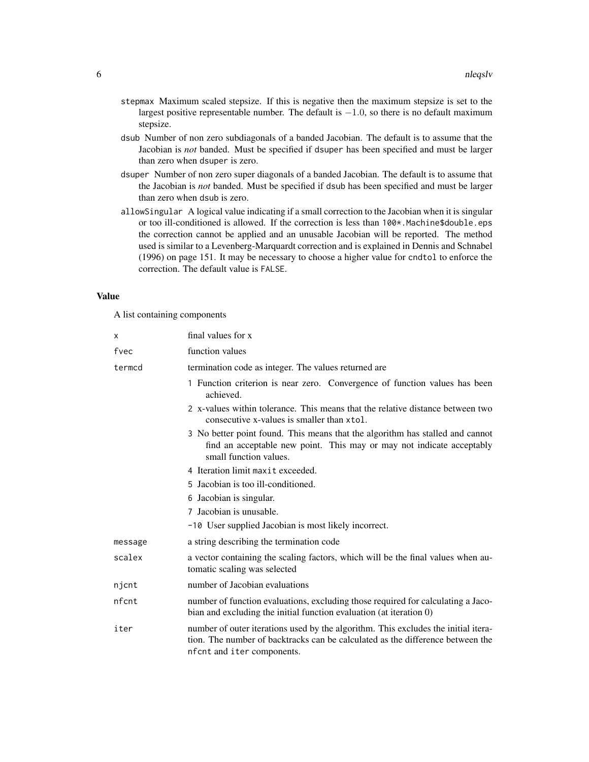- `stepmax` Maximum scaled stepsize. If this is negative then the maximum stepsize is set to the largest positive representable number. The default is $-1.0$, so there is no default maximum stepsize.
- `dsub` Number of non zero subdiagonals of a banded Jacobian. The default is to assume that the Jacobian is *not* banded. Must be specified if `dsuper` has been specified and must be larger than zero when `dsuper` is zero.
- `dsuper` Number of non zero super diagonals of a banded Jacobian. The default is to assume that the Jacobian is *not* banded. Must be specified if `dsub` has been specified and must be larger than zero when `dsub` is zero.
- `allowSingular` A logical value indicating if a small correction to the Jacobian when it is singular or too ill-conditioned is allowed. If the correction is less than `100*.Machine$double.eps` the correction cannot be applied and an unusable Jacobian will be reported. The method used is similar to a Levenberg-Marquardt correction and is explained in Dennis and Schnabel (1996) on page 151. It may be necessary to choose a higher value for `cndtol` to enforce the correction. The default value is `FALSE`.

## Value

A list containing components

| | |
|---|---|
| `x` | final values for x |
| `fvec` | function values |
| `termcd` | termination code as integer. The values returned are<br>`1` Function criterion is near zero. Convergence of function values has been achieved.<br>`2` x-values within tolerance. This means that the relative distance between two consecutive x-values is smaller than `xtol`.<br>`3` No better point found. This means that the algorithm has stalled and cannot find an acceptable new point. This may or may not indicate acceptably small function values.<br>`4` Iteration limit `maxit` exceeded.<br>`5` Jacobian is too ill-conditioned.<br>`6` Jacobian is singular.<br>`7` Jacobian is unusable.<br>`-10` User supplied Jacobian is most likely incorrect. |
| `message` | a string describing the termination code |
| `scalex` | a vector containing the scaling factors, which will be the final values when automatic scaling was selected |
| `njcnt` | number of Jacobian evaluations |
| `nfcnt` | number of function evaluations, excluding those required for calculating a Jacobian and excluding the initial function evaluation (at iteration 0) |
| `iter` | number of outer iterations used by the algorithm. This excludes the initial iteration. The number of backtracks can be calculated as the difference between the `nfcnt` and `iter` components. |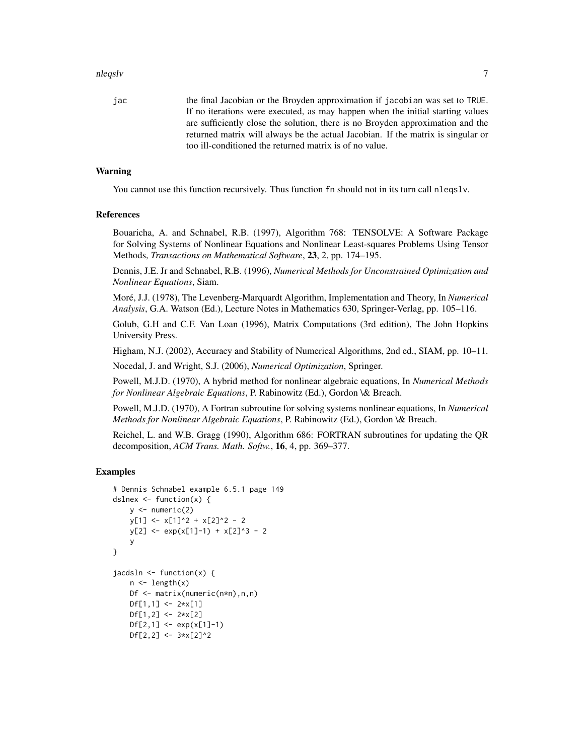jac the final Jacobian or the Broyden approximation if `jacobian` was set to `TRUE`. If no iterations were executed, as may happen when the initial starting values are sufficiently close the solution, there is no Broyden approximation and the returned matrix will always be the actual Jacobian. If the matrix is singular or too ill-conditioned the returned matrix is of no value.

## Warning

You cannot use this function recursively. Thus function `fn` should not in its turn call `nleqslv`.

## References

Bouaricha, A. and Schnabel, R.B. (1997), Algorithm 768: TENSOLVE: A Software Package for Solving Systems of Nonlinear Equations and Nonlinear Least-squares Problems Using Tensor Methods, *Transactions on Mathematical Software*, **23**, 2, pp. 174–195.

Dennis, J.E. Jr and Schnabel, R.B. (1996), *Numerical Methods for Unconstrained Optimization and Nonlinear Equations*, Siam.

Moré, J.J. (1978), The Levenberg-Marquardt Algorithm, Implementation and Theory, In *Numerical Analysis*, G.A. Watson (Ed.), Lecture Notes in Mathematics 630, Springer-Verlag, pp. 105–116.

Golub, G.H and C.F. Van Loan (1996), Matrix Computations (3rd edition), The John Hopkins University Press.

Higham, N.J. (2002), Accuracy and Stability of Numerical Algorithms, 2nd ed., SIAM, pp. 10–11.

Nocedal, J. and Wright, S.J. (2006), *Numerical Optimization*, Springer.

Powell, M.J.D. (1970), A hybrid method for nonlinear algebraic equations, In *Numerical Methods for Nonlinear Algebraic Equations*, P. Rabinowitz (Ed.), Gordon \& Breach.

Powell, M.J.D. (1970), A Fortran subroutine for solving systems nonlinear equations, In *Numerical Methods for Nonlinear Algebraic Equations*, P. Rabinowitz (Ed.), Gordon \& Breach.

Reichel, L. and W.B. Gragg (1990), Algorithm 686: FORTRAN subroutines for updating the QR decomposition, *ACM Trans. Math. Softw.*, **16**, 4, pp. 369–377.

## Examples

```
# Dennis Schnabel example 6.5.1 page 149
dslnex <- function(x) {
    y <- numeric(2)
    y[1] <- x[1]^2 + x[2]^2 - 2
    y[2] <- exp(x[1]-1) + x[2]^3 - 2
    y
}

jacdsln <- function(x) {
    n <- length(x)
    Df <- matrix(numeric(n*n),n,n)
    Df[1,1] <- 2*x[1]
    Df[1,2] <- 2*x[2]
    Df[2,1] <- exp(x[1]-1)
    Df[2,2] <- 3*x[2]^2
```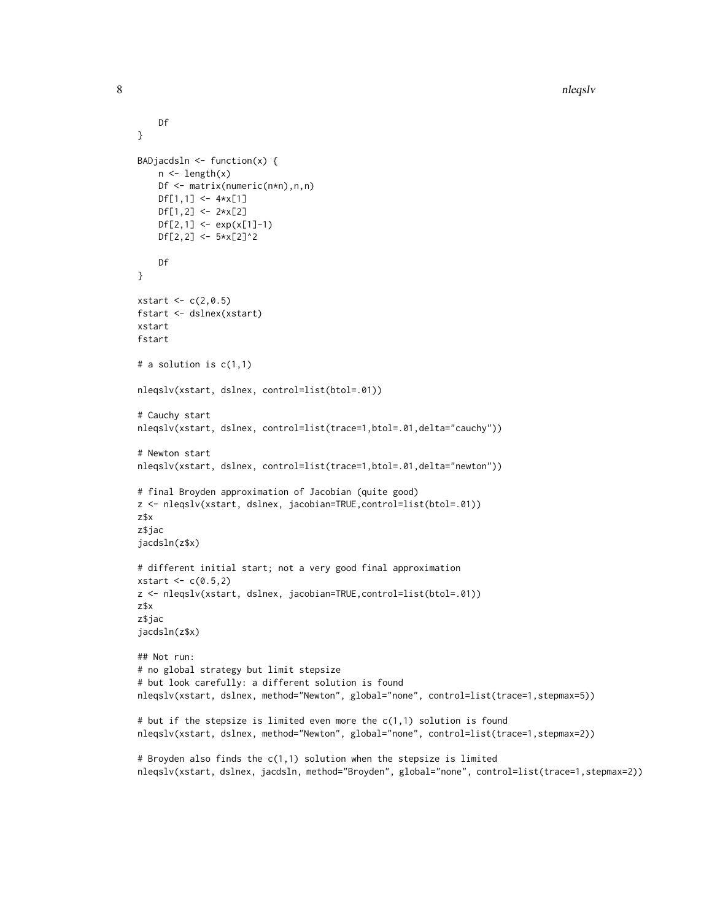```
    Df
}

BADjacdsln <- function(x) {
    n <- length(x)
    Df <- matrix(numeric(n*n),n,n)
    Df[1,1] <- 4*x[1]
    Df[1,2] <- 2*x[2]
    Df[2,1] <- exp(x[1]-1)
    Df[2,2] <- 5*x[2]^2

    Df
}

xstart <- c(2,0.5)
fstart <- dslnex(xstart)
xstart
fstart

# a solution is c(1,1)

nleqslv(xstart, dslnex, control=list(btol=.01))

# Cauchy start
nleqslv(xstart, dslnex, control=list(trace=1,btol=.01,delta="cauchy"))

# Newton start
nleqslv(xstart, dslnex, control=list(trace=1,btol=.01,delta="newton"))

# final Broyden approximation of Jacobian (quite good)
z <- nleqslv(xstart, dslnex, jacobian=TRUE,control=list(btol=.01))
z$x
z$jac
jacdsln(z$x)

# different initial start; not a very good final approximation
xstart <- c(0.5,2)
z <- nleqslv(xstart, dslnex, jacobian=TRUE,control=list(btol=.01))
z$x
z$jac
jacdsln(z$x)

## Not run:
# no global strategy but limit stepsize
# but look carefully: a different solution is found
nleqslv(xstart, dslnex, method="Newton", global="none", control=list(trace=1,stepmax=5))

# but if the stepsize is limited even more the c(1,1) solution is found
nleqslv(xstart, dslnex, method="Newton", global="none", control=list(trace=1,stepmax=2))

# Broyden also finds the c(1,1) solution when the stepsize is limited
nleqslv(xstart, dslnex, jacdsln, method="Broyden", global="none", control=list(trace=1,stepmax=2))
```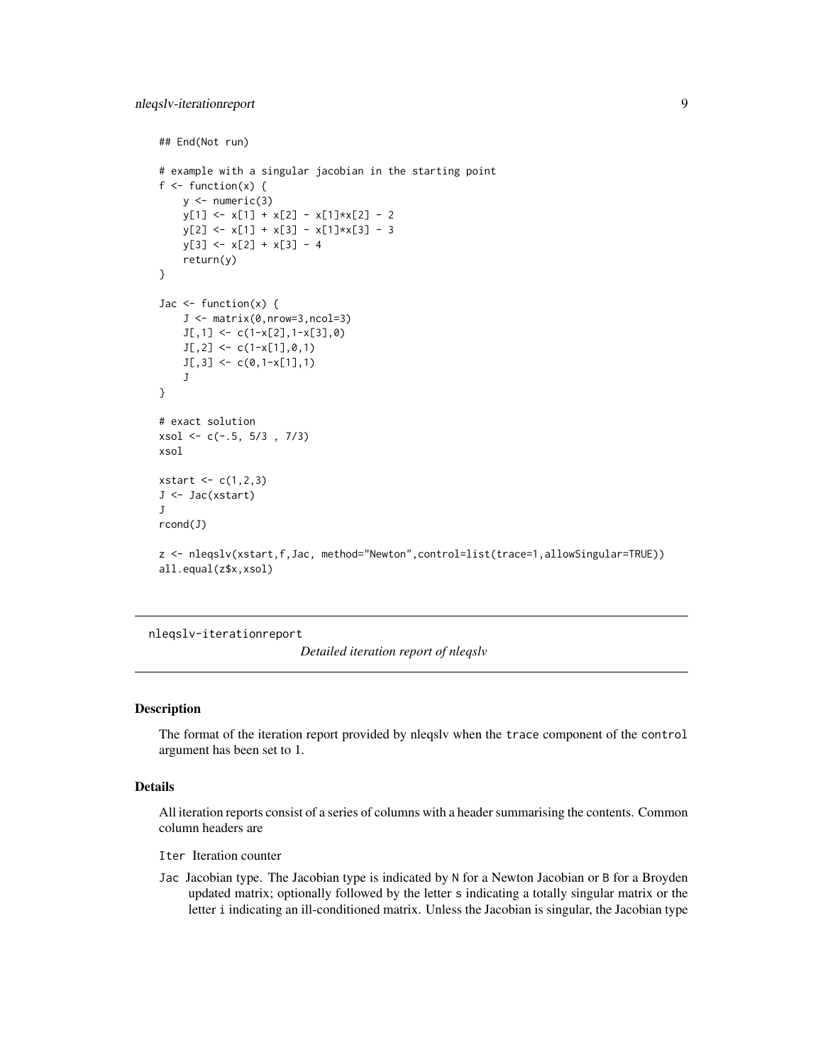```
## End(Not run)

# example with a singular jacobian in the starting point
f <- function(x) {
    y <- numeric(3)
    y[1] <- x[1] + x[2] - x[1]*x[2] - 2
    y[2] <- x[1] + x[3] - x[1]*x[3] - 3
    y[3] <- x[2] + x[3] - 4
    return(y)
}

Jac <- function(x) {
    J <- matrix(0,nrow=3,ncol=3)
    J[,1] <- c(1-x[2],1-x[3],0)
    J[,2] <- c(1-x[1],0,1)
    J[,3] <- c(0,1-x[1],1)
    J
}

# exact solution
xsol <- c(-.5, 5/3 , 7/3)
xsol

xstart <- c(1,2,3)
J <- Jac(xstart)
J
rcond(J)

z <- nleqslv(xstart,f,Jac, method="Newton",control=list(trace=1,allowSingular=TRUE))
all.equal(z$x,xsol)
```

---

nleqslv-iterationreport

*Detailed iteration report of nleqslv*

---

## Description

The format of the iteration report provided by nleqslv when the `trace` component of the `control` argument has been set to 1.

## Details

All iteration reports consist of a series of columns with a header summarising the contents. Common column headers are

`Iter` Iteration counter

`Jac` Jacobian type. The Jacobian type is indicated by `N` for a Newton Jacobian or `B` for a Broyden updated matrix; optionally followed by the letter `s` indicating a totally singular matrix or the letter `i` indicating an ill-conditioned matrix. Unless the Jacobian is singular, the Jacobian type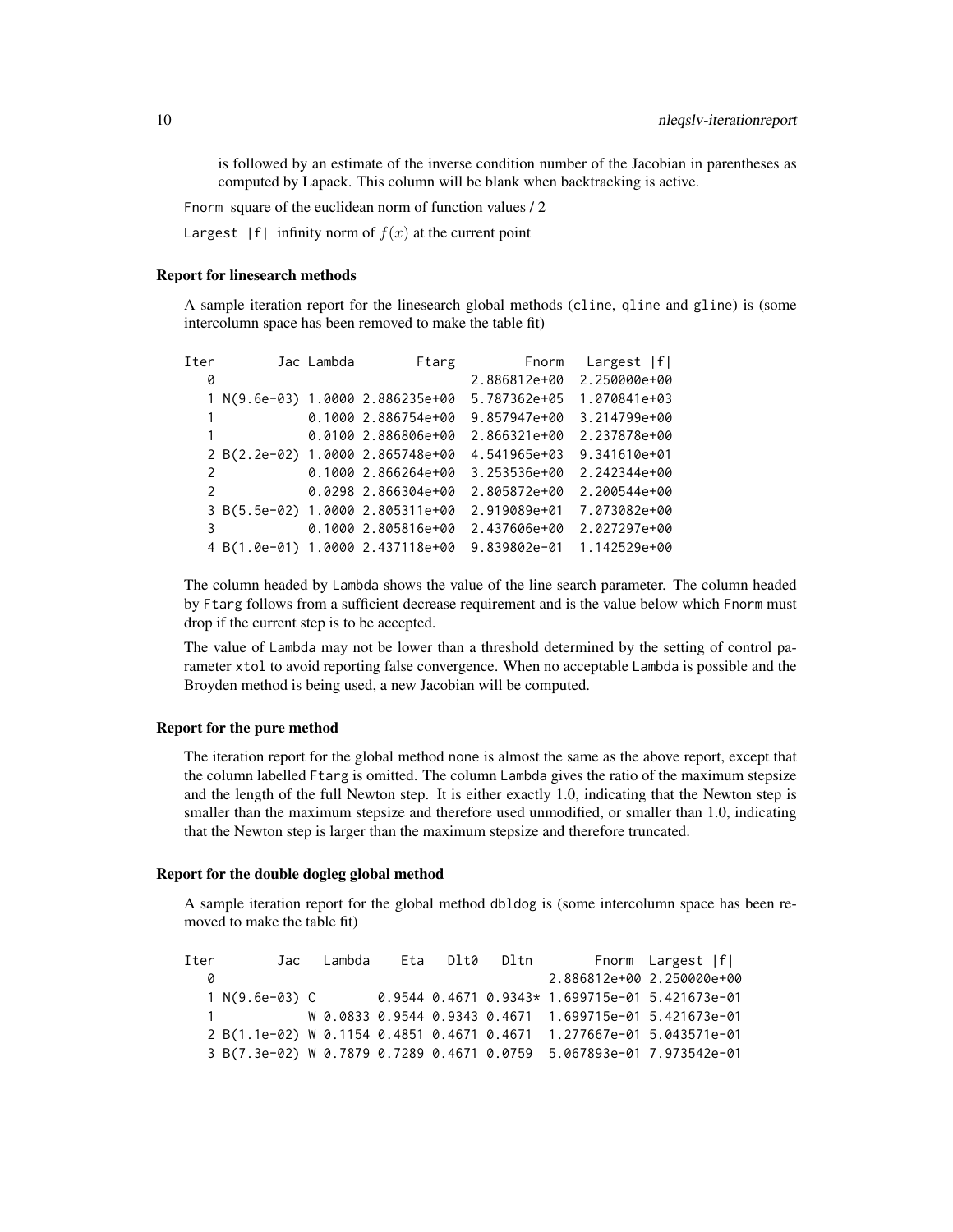is followed by an estimate of the inverse condition number of the Jacobian in parentheses as computed by Lapack. This column will be blank when backtracking is active.

Fnorm square of the euclidean norm of function values / 2

Largest |f| infinity norm of $f(x)$ at the current point

### Report for linesearch methods

A sample iteration report for the linesearch global methods (cline, qline and gline) is (some intercolumn space has been removed to make the table fit)

```
Iter        Jac Lambda        Ftarg         Fnorm   Largest |f|
   0                                 2.886812e+00  2.250000e+00
   1 N(9.6e-03) 1.0000 2.886235e+00  5.787362e+05  1.070841e+03
   1            0.1000 2.886754e+00  9.857947e+00  3.214799e+00
   1            0.0100 2.886806e+00  2.866321e+00  2.237878e+00
   2 B(2.2e-02) 1.0000 2.865748e+00  4.541965e+03  9.341610e+01
   2            0.1000 2.866264e+00  3.253536e+00  2.242344e+00
   2            0.0298 2.866304e+00  2.805872e+00  2.200544e+00
   3 B(5.5e-02) 1.0000 2.805311e+00  2.919089e+01  7.073082e+00
   3            0.1000 2.805816e+00  2.437606e+00  2.027297e+00
   4 B(1.0e-01) 1.0000 2.437118e+00  9.839802e-01  1.142529e+00
```

The column headed by Lambda shows the value of the line search parameter. The column headed by Ftarg follows from a sufficient decrease requirement and is the value below which Fnorm must drop if the current step is to be accepted.

The value of Lambda may not be lower than a threshold determined by the setting of control parameter xtol to avoid reporting false convergence. When no acceptable Lambda is possible and the Broyden method is being used, a new Jacobian will be computed.

### Report for the pure method

The iteration report for the global method none is almost the same as the above report, except that the column labelled Ftarg is omitted. The column Lambda gives the ratio of the maximum stepsize and the length of the full Newton step. It is either exactly 1.0, indicating that the Newton step is smaller than the maximum stepsize and therefore used unmodified, or smaller than 1.0, indicating that the Newton step is larger than the maximum stepsize and therefore truncated.

### Report for the double dogleg global method

A sample iteration report for the global method dbldog is (some intercolumn space has been removed to make the table fit)

```
Iter        Jac   Lambda    Eta   Dlt0   Dltn        Fnorm  Largest |f|
   0                                            2.886812e+00 2.250000e+00
   1 N(9.6e-03) C        0.9544 0.4671 0.9343* 1.699715e-01 5.421673e-01
   1            W 0.0833 0.9544 0.9343 0.4671  1.699715e-01 5.421673e-01
   2 B(1.1e-02) W 0.1154 0.4851 0.4671 0.4671  1.277667e-01 5.043571e-01
   3 B(7.3e-02) W 0.7879 0.7289 0.4671 0.0759  5.067893e-01 7.973542e-01
```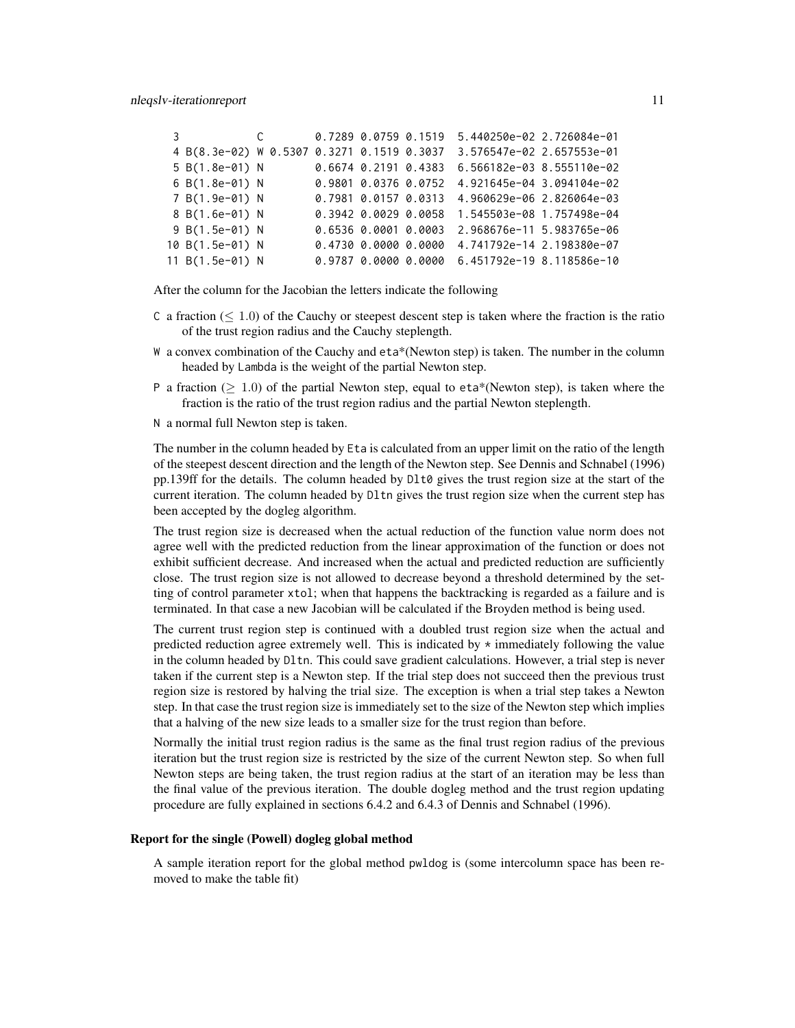```
   3            C        0.7289 0.0759 0.1519  5.440250e-02 2.726084e-01
   4 B(8.3e-02) W 0.5307 0.3271 0.1519 0.3037  3.576547e-02 2.657553e-01
   5 B(1.8e-01) N        0.6674 0.2191 0.4383  6.566182e-03 8.555110e-02
   6 B(1.8e-01) N        0.9801 0.0376 0.0752  4.921645e-04 3.094104e-02
   7 B(1.9e-01) N        0.7981 0.0157 0.0313  4.960629e-06 2.826064e-03
   8 B(1.6e-01) N        0.3942 0.0029 0.0058  1.545503e-08 1.757498e-04
   9 B(1.5e-01) N        0.6536 0.0001 0.0003  2.968676e-11 5.983765e-06
  10 B(1.5e-01) N        0.4730 0.0000 0.0000  4.741792e-14 2.198380e-07
  11 B(1.5e-01) N        0.9787 0.0000 0.0000  6.451792e-19 8.118586e-10
```

After the column for the Jacobian the letters indicate the following

- C a fraction ($\leq 1.0$) of the Cauchy or steepest descent step is taken where the fraction is the ratio of the trust region radius and the Cauchy steplength.
- W a convex combination of the Cauchy and eta*(Newton step) is taken. The number in the column headed by Lambda is the weight of the partial Newton step.
- P a fraction ($\geq 1.0$) of the partial Newton step, equal to eta*(Newton step), is taken where the fraction is the ratio of the trust region radius and the partial Newton steplength.
- N a normal full Newton step is taken.

The number in the column headed by Eta is calculated from an upper limit on the ratio of the length of the steepest descent direction and the length of the Newton step. See Dennis and Schnabel (1996) pp.139ff for the details. The column headed by Dlt0 gives the trust region size at the start of the current iteration. The column headed by Dltn gives the trust region size when the current step has been accepted by the dogleg algorithm.

The trust region size is decreased when the actual reduction of the function value norm does not agree well with the predicted reduction from the linear approximation of the function or does not exhibit sufficient decrease. And increased when the actual and predicted reduction are sufficiently close. The trust region size is not allowed to decrease beyond a threshold determined by the setting of control parameter xtol; when that happens the backtracking is regarded as a failure and is terminated. In that case a new Jacobian will be calculated if the Broyden method is being used.

The current trust region step is continued with a doubled trust region size when the actual and predicted reduction agree extremely well. This is indicated by * immediately following the value in the column headed by Dltn. This could save gradient calculations. However, a trial step is never taken if the current step is a Newton step. If the trial step does not succeed then the previous trust region size is restored by halving the trial size. The exception is when a trial step takes a Newton step. In that case the trust region size is immediately set to the size of the Newton step which implies that a halving of the new size leads to a smaller size for the trust region than before.

Normally the initial trust region radius is the same as the final trust region radius of the previous iteration but the trust region size is restricted by the size of the current Newton step. So when full Newton steps are being taken, the trust region radius at the start of an iteration may be less than the final value of the previous iteration. The double dogleg method and the trust region updating procedure are fully explained in sections 6.4.2 and 6.4.3 of Dennis and Schnabel (1996).

### Report for the single (Powell) dogleg global method

A sample iteration report for the global method pwldog is (some intercolumn space has been removed to make the table fit)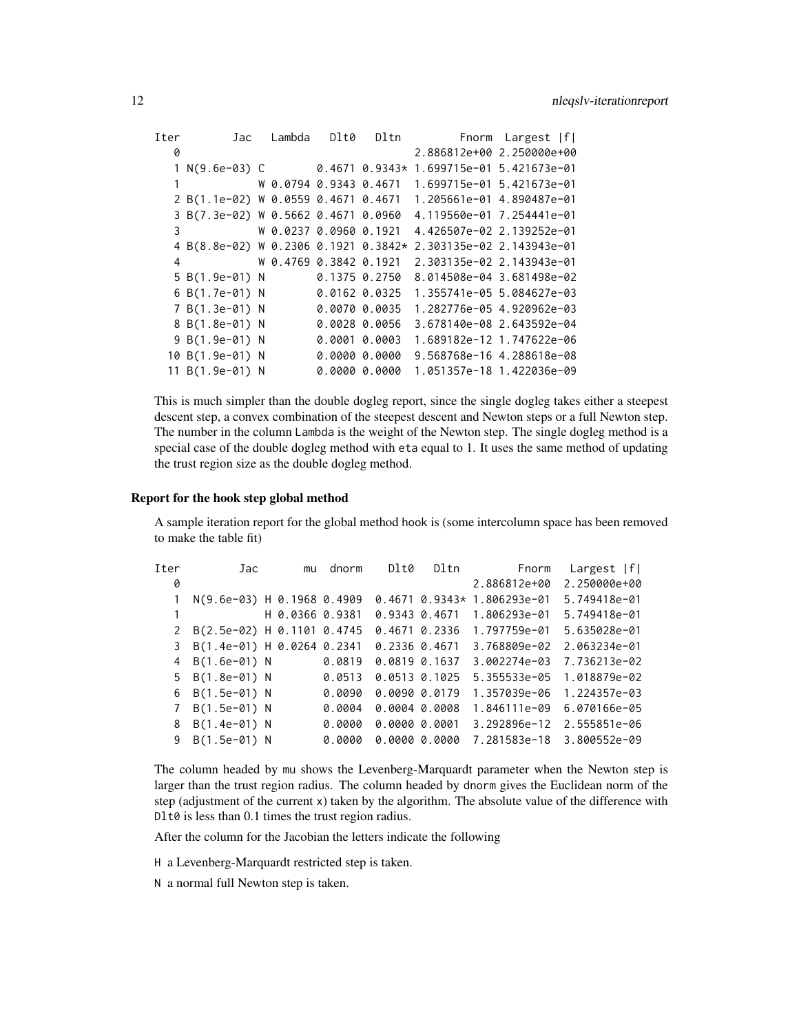```
Iter         Jac   Lambda   Dlt0   Dltn         Fnorm  Largest |f|
   0                                     2.886812e+00 2.250000e+00
   1 N(9.6e-03) C        0.4671 0.9343* 1.699715e-01 5.421673e-01
   1            W 0.0794 0.9343 0.4671  1.699715e-01 5.421673e-01
   2 B(1.1e-02) W 0.0559 0.4671 0.4671  1.205661e-01 4.890487e-01
   3 B(7.3e-02) W 0.5662 0.4671 0.0960  4.119560e-01 7.254441e-01
   3            W 0.0237 0.0960 0.1921  4.426507e-02 2.139252e-01
   4 B(8.8e-02) W 0.2306 0.1921 0.3842* 2.303135e-02 2.143943e-01
   4            W 0.4769 0.3842 0.1921  2.303135e-02 2.143943e-01
   5 B(1.9e-01) N        0.1375 0.2750  8.014508e-04 3.681498e-02
   6 B(1.7e-01) N        0.0162 0.0325  1.355741e-05 5.084627e-03
   7 B(1.3e-01) N        0.0070 0.0035  1.282776e-05 4.920962e-03
   8 B(1.8e-01) N        0.0028 0.0056  3.678140e-08 2.643592e-04
   9 B(1.9e-01) N        0.0001 0.0003  1.689182e-12 1.747622e-06
  10 B(1.9e-01) N        0.0000 0.0000  9.568768e-16 4.288618e-08
  11 B(1.9e-01) N        0.0000 0.0000  1.051357e-18 1.422036e-09
```

This is much simpler than the double dogleg report, since the single dogleg takes either a steepest descent step, a convex combination of the steepest descent and Newton steps or a full Newton step. The number in the column Lambda is the weight of the Newton step. The single dogleg method is a special case of the double dogleg method with eta equal to 1. It uses the same method of updating the trust region size as the double dogleg method.

### Report for the hook step global method

A sample iteration report for the global method hook is (some intercolumn space has been removed to make the table fit)

```
Iter        Jac       mu  dnorm    Dlt0   Dltn         Fnorm   Largest |f|
  0                                                2.886812e+00  2.250000e+00
  1  N(9.6e-03) H 0.1968 0.4909  0.4671 0.9343* 1.806293e-01  5.749418e-01
  1             H 0.0366 0.9381  0.9343 0.4671  1.806293e-01  5.749418e-01
  2  B(2.5e-02) H 0.1101 0.4745  0.4671 0.2336  1.797759e-01  5.635028e-01
  3  B(1.4e-01) H 0.0264 0.2341  0.2336 0.4671  3.768809e-02  2.063234e-01
  4  B(1.6e-01) N        0.0819  0.0819 0.1637  3.002274e-03  7.736213e-02
  5  B(1.8e-01) N        0.0513  0.0513 0.1025  5.355533e-05  1.018879e-02
  6  B(1.5e-01) N        0.0090  0.0090 0.0179  1.357039e-06  1.224357e-03
  7  B(1.5e-01) N        0.0004  0.0004 0.0008  1.846111e-09  6.070166e-05
  8  B(1.4e-01) N        0.0000  0.0000 0.0001  3.292896e-12  2.555851e-06
  9  B(1.5e-01) N        0.0000  0.0000 0.0000  7.281583e-18  3.800552e-09
```

The column headed by mu shows the Levenberg-Marquardt parameter when the Newton step is larger than the trust region radius. The column headed by dnorm gives the Euclidean norm of the step (adjustment of the current x) taken by the algorithm. The absolute value of the difference with Dlt0 is less than 0.1 times the trust region radius.

After the column for the Jacobian the letters indicate the following

H a Levenberg-Marquardt restricted step is taken.

N a normal full Newton step is taken.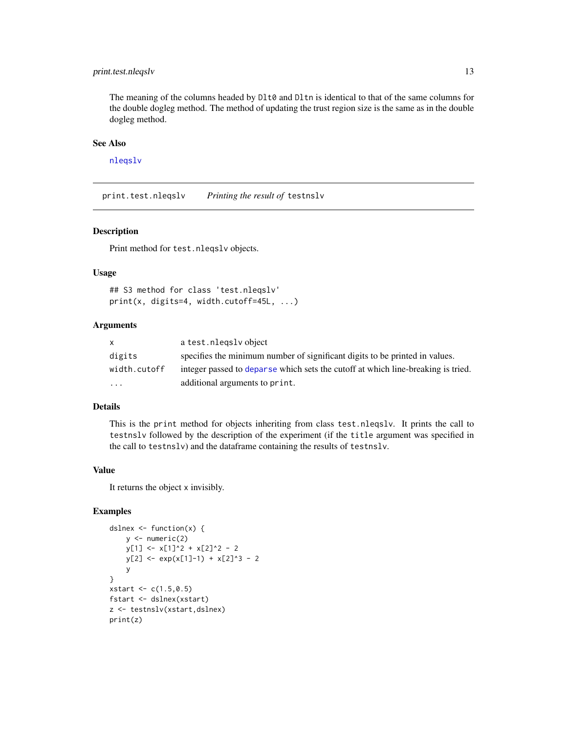The meaning of the columns headed by `Dlt0` and `Dltn` is identical to that of the same columns for the double dogleg method. The method of updating the trust region size is the same as in the double dogleg method.

### See Also

`nleqslv`

---

## print.test.nleqslv — *Printing the result of* `testnslv`

### Description

Print method for `test.nleqslv` objects.

### Usage

```
## S3 method for class 'test.nleqslv'
print(x, digits=4, width.cutoff=45L, ...)
```

### Arguments

| | |
|---|---|
| `x` | a `test.nleqslv` object |
| `digits` | specifies the minimum number of significant digits to be printed in values. |
| `width.cutoff` | integer passed to `deparse` which sets the cutoff at which line-breaking is tried. |
| `...` | additional arguments to `print`. |

### Details

This is the `print` method for objects inheriting from class `test.nleqslv`. It prints the call to `testnslv` followed by the description of the experiment (if the `title` argument was specified in the call to `testnslv`) and the dataframe containing the results of `testnslv`.

### Value

It returns the object `x` invisibly.

### Examples

```
dslnex <- function(x) {
    y <- numeric(2)
    y[1] <- x[1]^2 + x[2]^2 - 2
    y[2] <- exp(x[1]-1) + x[2]^3 - 2
    y
}
xstart <- c(1.5,0.5)
fstart <- dslnex(xstart)
z <- testnslv(xstart,dslnex)
print(z)
```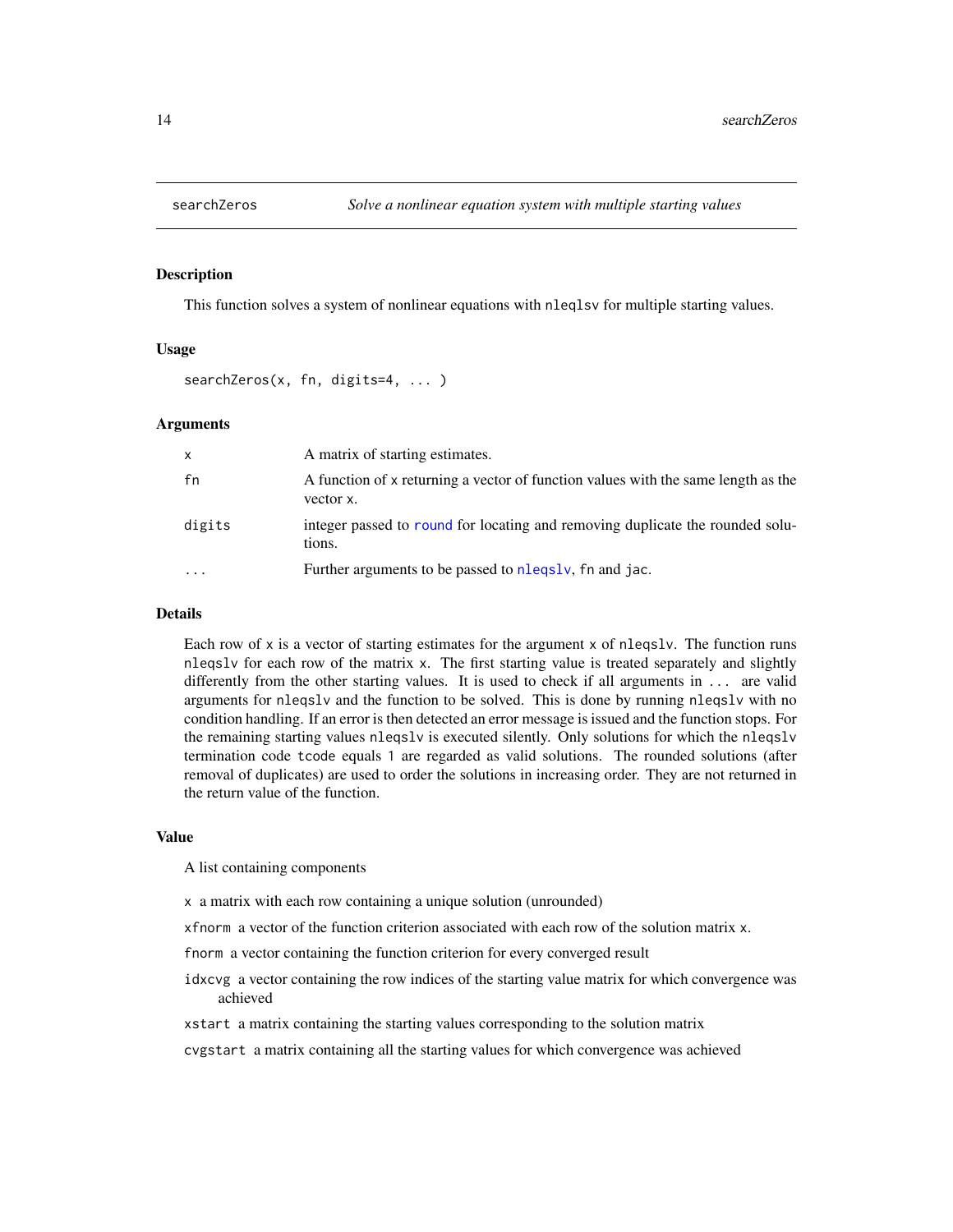searchZeros    *Solve a nonlinear equation system with multiple starting values*

## Description

This function solves a system of nonlinear equations with nleqslv for multiple starting values.

## Usage

```
searchZeros(x, fn, digits=4, ... )
```

## Arguments

| | |
|---|---|
| x | A matrix of starting estimates. |
| fn | A function of x returning a vector of function values with the same length as the vector x. |
| digits | integer passed to round for locating and removing duplicate the rounded solutions. |
| ... | Further arguments to be passed to nleqslv, fn and jac. |

## Details

Each row of x is a vector of starting estimates for the argument x of nleqslv. The function runs nleqslv for each row of the matrix x. The first starting value is treated separately and slightly differently from the other starting values. It is used to check if all arguments in ... are valid arguments for nleqslv and the function to be solved. This is done by running nleqslv with no condition handling. If an error is then detected an error message is issued and the function stops. For the remaining starting values nleqslv is executed silently. Only solutions for which the nleqslv termination code tcode equals 1 are regarded as valid solutions. The rounded solutions (after removal of duplicates) are used to order the solutions in increasing order. They are not returned in the return value of the function.

## Value

A list containing components

x a matrix with each row containing a unique solution (unrounded)

xfnorm a vector of the function criterion associated with each row of the solution matrix x.

fnorm a vector containing the function criterion for every converged result

idxcvg a vector containing the row indices of the starting value matrix for which convergence was achieved

xstart a matrix containing the starting values corresponding to the solution matrix

cvgstart a matrix containing all the starting values for which convergence was achieved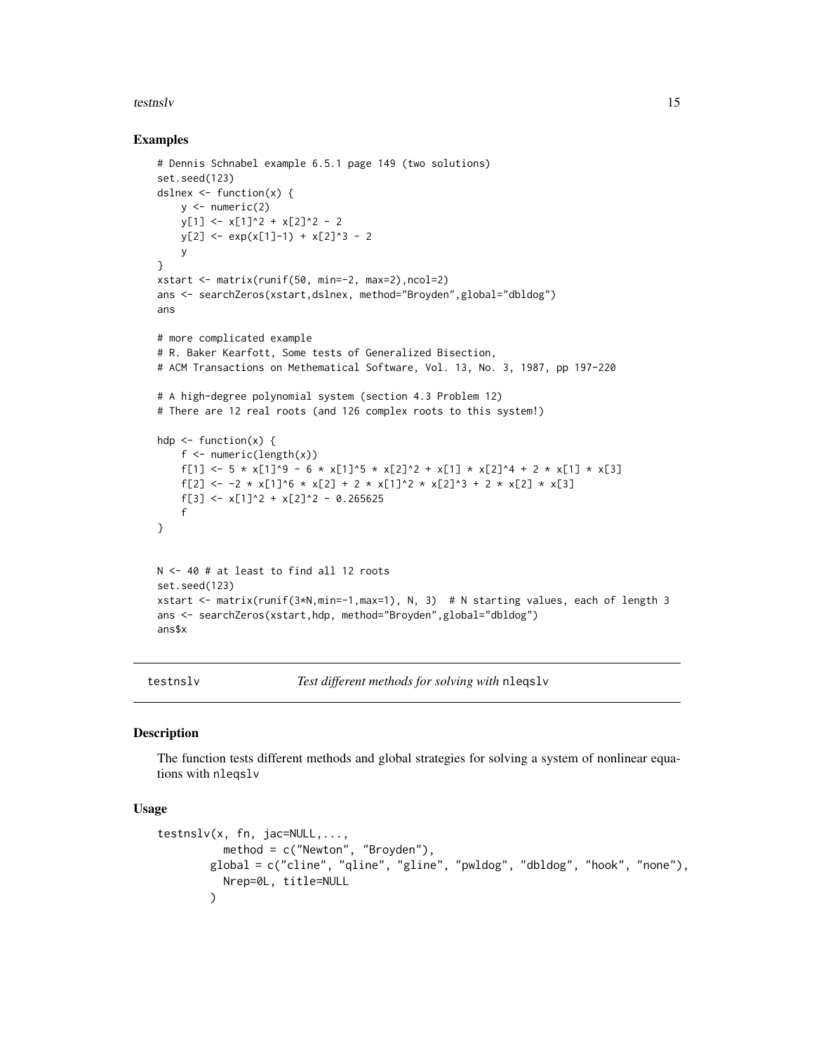### Examples

```
# Dennis Schnabel example 6.5.1 page 149 (two solutions)
set.seed(123)
dslnex <- function(x) {
    y <- numeric(2)
    y[1] <- x[1]^2 + x[2]^2 - 2
    y[2] <- exp(x[1]-1) + x[2]^3 - 2
    y
}
xstart <- matrix(runif(50, min=-2, max=2),ncol=2)
ans <- searchZeros(xstart,dslnex, method="Broyden",global="dbldog")
ans

# more complicated example
# R. Baker Kearfott, Some tests of Generalized Bisection,
# ACM Transactions on Methematical Software, Vol. 13, No. 3, 1987, pp 197-220

# A high-degree polynomial system (section 4.3 Problem 12)
# There are 12 real roots (and 126 complex roots to this system!)

hdp <- function(x) {
    f <- numeric(length(x))
    f[1] <- 5 * x[1]^9 - 6 * x[1]^5 * x[2]^2 + x[1] * x[2]^4 + 2 * x[1] * x[3]
    f[2] <- -2 * x[1]^6 * x[2] + 2 * x[1]^2 * x[2]^3 + 2 * x[2] * x[3]
    f[3] <- x[1]^2 + x[2]^2 - 0.265625
    f
}


N <- 40 # at least to find all 12 roots
set.seed(123)
xstart <- matrix(runif(3*N,min=-1,max=1), N, 3)  # N starting values, each of length 3
ans <- searchZeros(xstart,hdp, method="Broyden",global="dbldog")
ans$x
```

---

## testnslv — *Test different methods for solving with* `nleqslv`

### Description

The function tests different methods and global strategies for solving a system of nonlinear equations with `nleqslv`

### Usage

```
testnslv(x, fn, jac=NULL,...,
          method = c("Newton", "Broyden"),
        global = c("cline", "qline", "gline", "pwldog", "dbldog", "hook", "none"),
          Nrep=0L, title=NULL
        )
```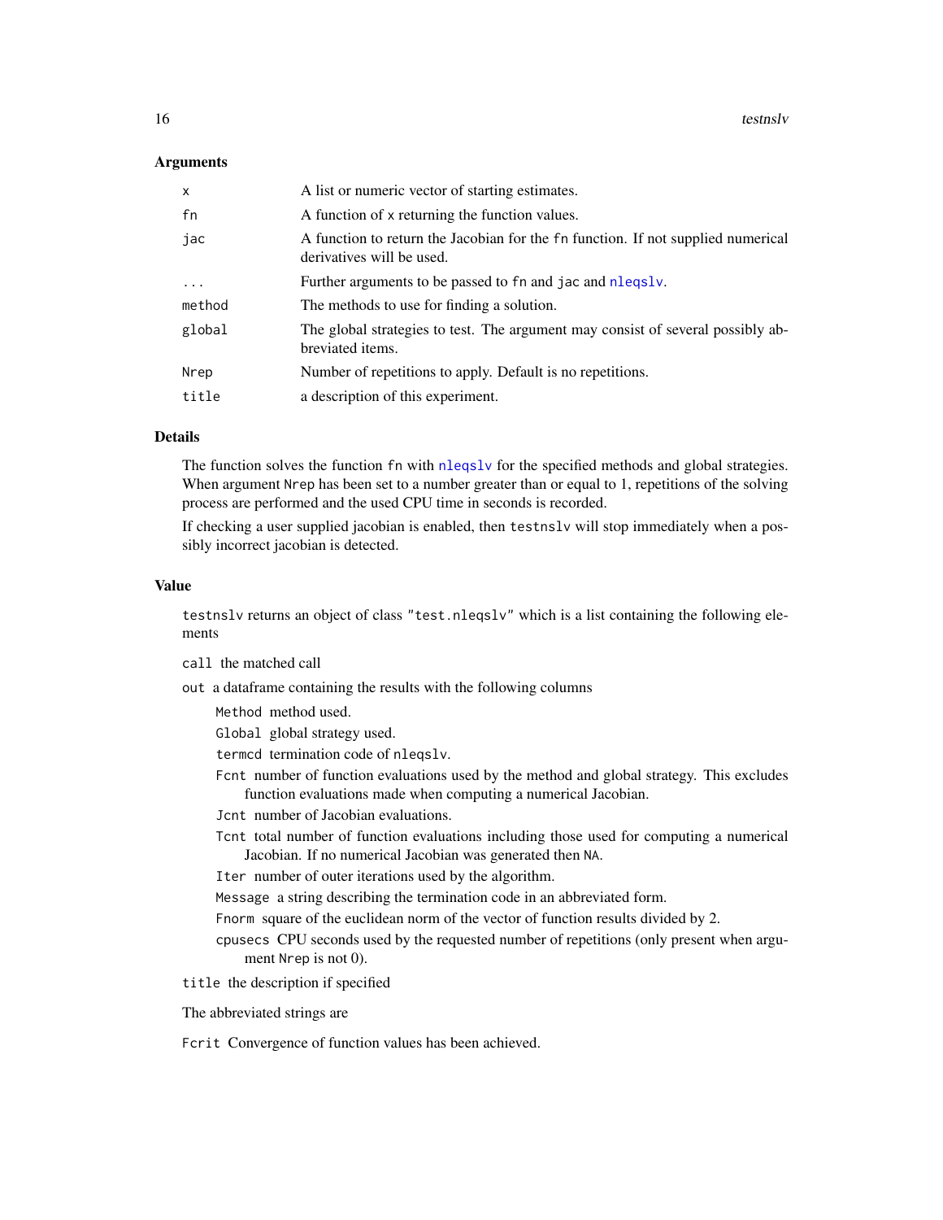### Arguments

| | |
|---|---|
| `x` | A list or numeric vector of starting estimates. |
| `fn` | A function of `x` returning the function values. |
| `jac` | A function to return the Jacobian for the `fn` function. If not supplied numerical derivatives will be used. |
| `...` | Further arguments to be passed to `fn` and `jac` and `nleqslv`. |
| `method` | The methods to use for finding a solution. |
| `global` | The global strategies to test. The argument may consist of several possibly abbreviated items. |
| `Nrep` | Number of repetitions to apply. Default is no repetitions. |
| `title` | a description of this experiment. |

### Details

The function solves the function `fn` with `nleqslv` for the specified methods and global strategies. When argument `Nrep` has been set to a number greater than or equal to 1, repetitions of the solving process are performed and the used CPU time in seconds is recorded.

If checking a user supplied jacobian is enabled, then `testnslv` will stop immediately when a possibly incorrect jacobian is detected.

### Value

`testnslv` returns an object of class `"test.nleqslv"` which is a list containing the following elements

`call` the matched call

`out` a dataframe containing the results with the following columns

- `Method` method used.
- `Global` global strategy used.
- `termcd` termination code of `nleqslv`.
- `Fcnt` number of function evaluations used by the method and global strategy. This excludes function evaluations made when computing a numerical Jacobian.
- `Jcnt` number of Jacobian evaluations.
- `Tcnt` total number of function evaluations including those used for computing a numerical Jacobian. If no numerical Jacobian was generated then `NA`.
- `Iter` number of outer iterations used by the algorithm.
- `Message` a string describing the termination code in an abbreviated form.
- `Fnorm` square of the euclidean norm of the vector of function results divided by 2.
- `cpusecs` CPU seconds used by the requested number of repetitions (only present when argument `Nrep` is not 0).

`title` the description if specified

The abbreviated strings are

`Fcrit` Convergence of function values has been achieved.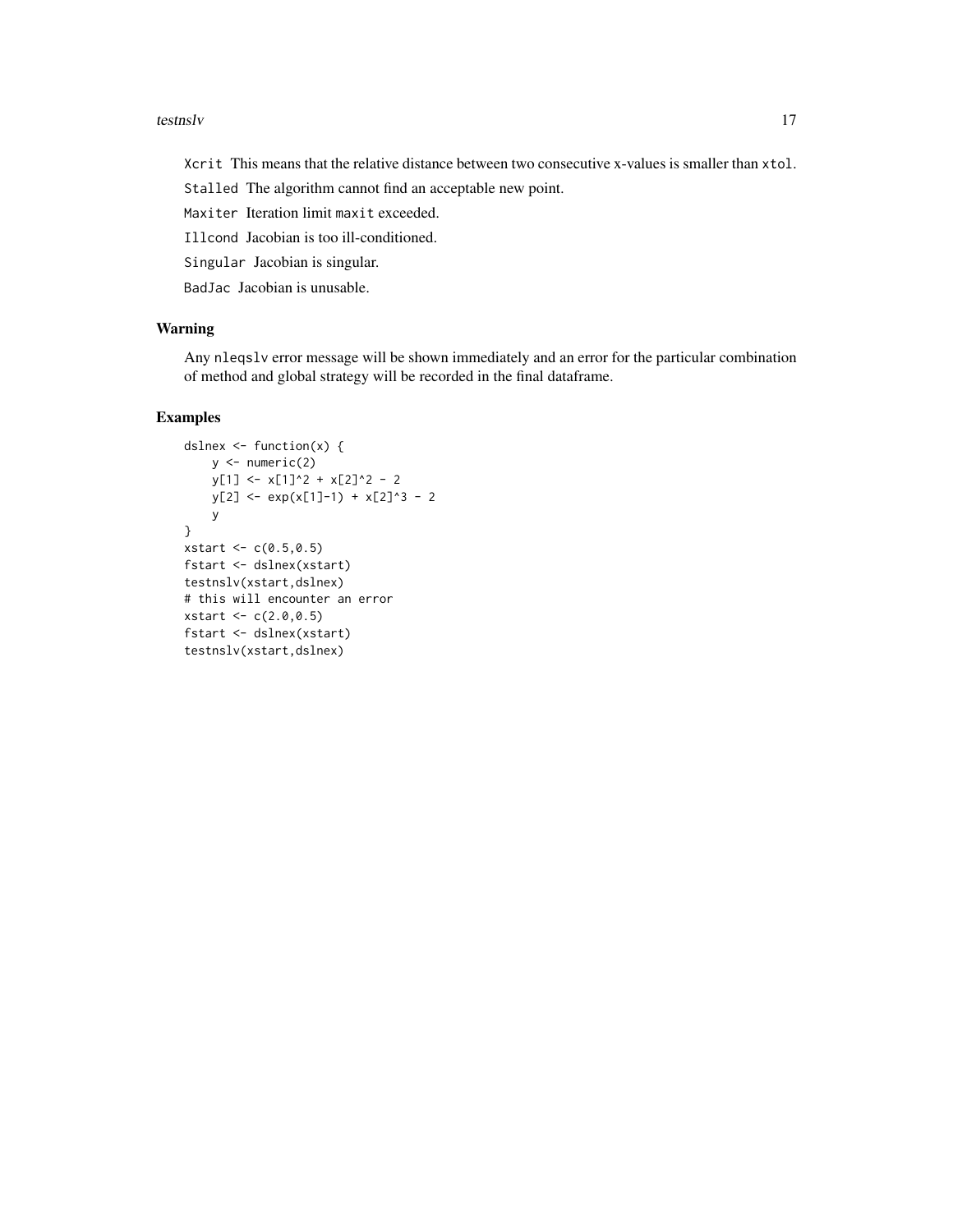`Xcrit` This means that the relative distance between two consecutive x-values is smaller than `xtol`.

`Stalled` The algorithm cannot find an acceptable new point.

`Maxiter` Iteration limit `maxit` exceeded.

`Illcond` Jacobian is too ill-conditioned.

`Singular` Jacobian is singular.

`BadJac` Jacobian is unusable.

## Warning

Any `nleqslv` error message will be shown immediately and an error for the particular combination of method and global strategy will be recorded in the final dataframe.

## Examples

```
dslnex <- function(x) {
    y <- numeric(2)
    y[1] <- x[1]^2 + x[2]^2 - 2
    y[2] <- exp(x[1]-1) + x[2]^3 - 2
    y
}
xstart <- c(0.5,0.5)
fstart <- dslnex(xstart)
testnslv(xstart,dslnex)
# this will encounter an error
xstart <- c(2.0,0.5)
fstart <- dslnex(xstart)
testnslv(xstart,dslnex)
```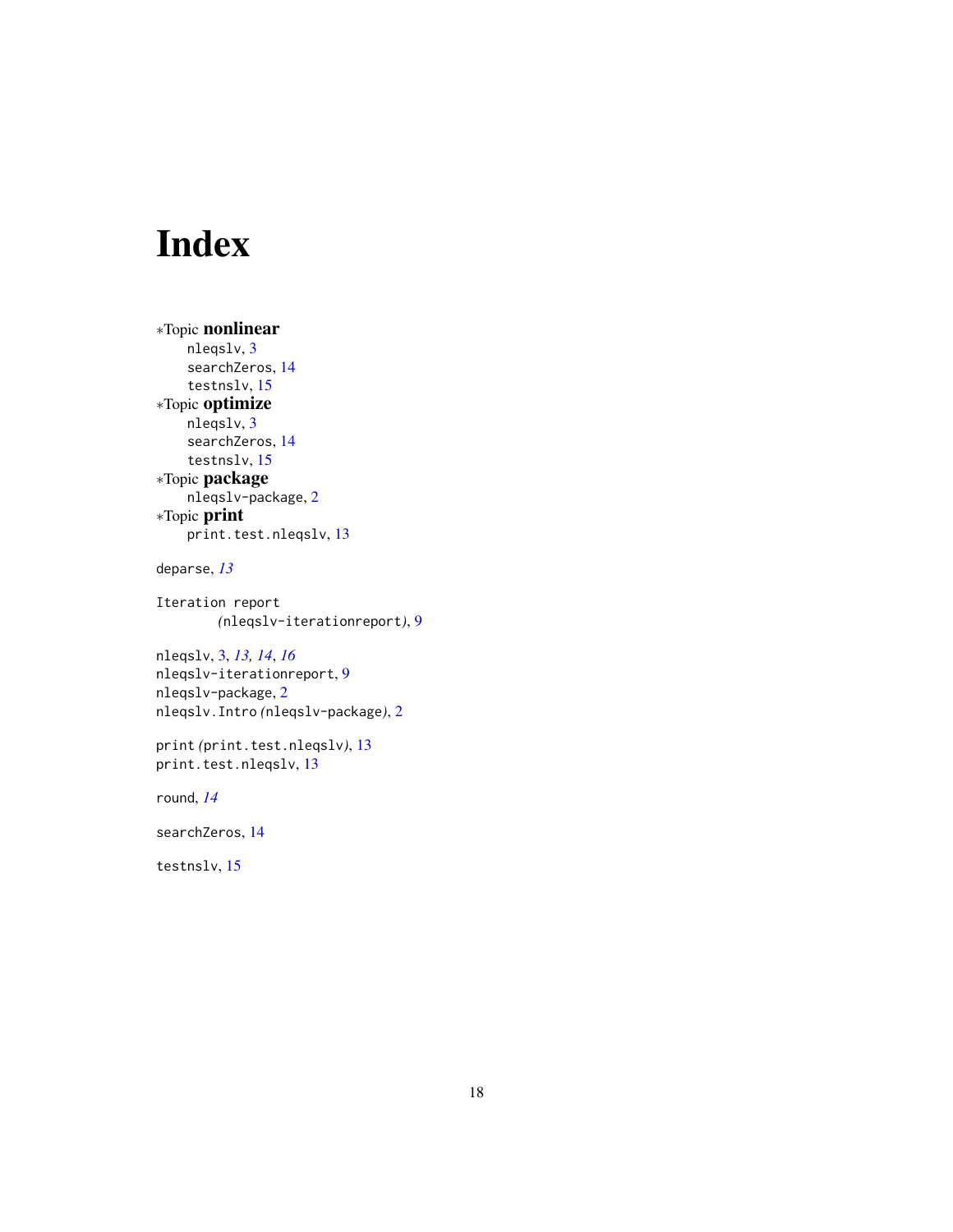# Index

*Topic **nonlinear**
  nleqslv, 3
  searchZeros, 14
  testnslv, 15

*Topic **optimize**
  nleqslv, 3
  searchZeros, 14
  testnslv, 15

*Topic **package**
  nleqslv-package, 2

*Topic **print**
  print.test.nleqslv, 13

deparse, *13*

Iteration report
  *(*nleqslv-iterationreport*)*, 9

nleqslv, 3, *13, 14*, *16*
nleqslv-iterationreport, 9
nleqslv-package, 2
nleqslv.Intro *(*nleqslv-package*)*, 2

print *(*print.test.nleqslv*)*, 13
print.test.nleqslv, 13

round, *14*

searchZeros, 14

testnslv, 15